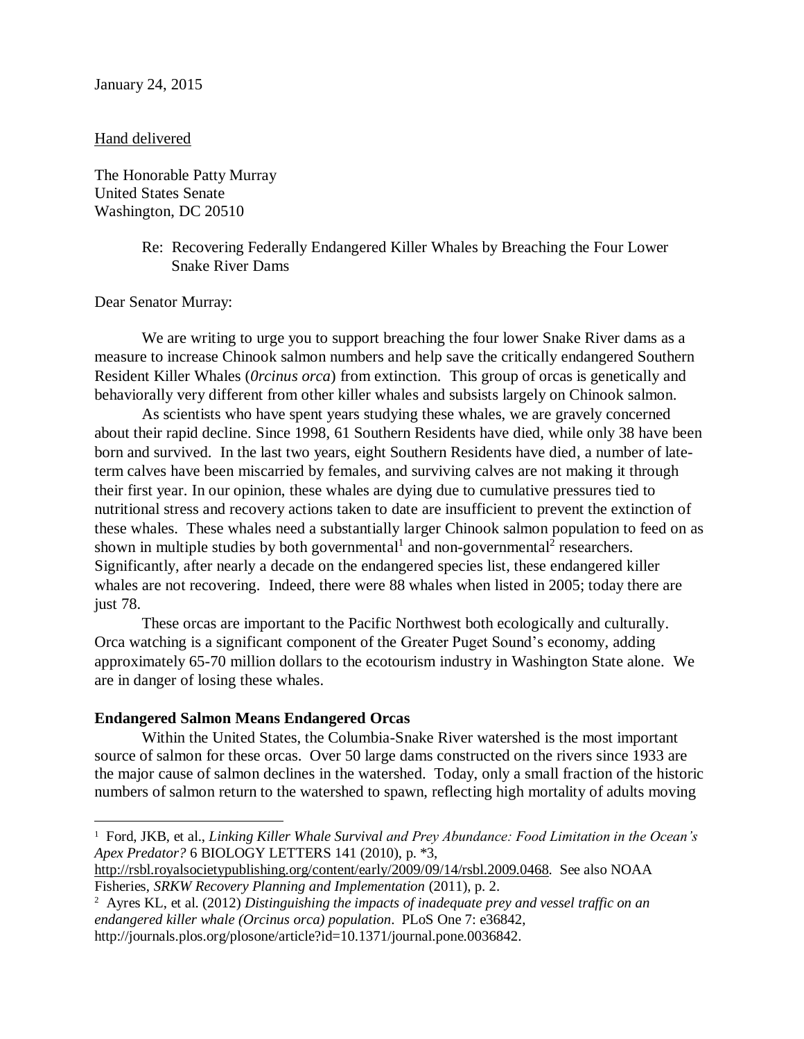January 24, 2015

Hand delivered

The Honorable Patty Murray
United States Senate
Washington, DC 20510

Re: Recovering Federally Endangered Killer Whales by Breaching the Four Lower Snake River Dams

Dear Senator Murray:

We are writing to urge you to support breaching the four lower Snake River dams as a measure to increase Chinook salmon numbers and help save the critically endangered Southern Resident Killer Whales (*0rcinus orca*) from extinction. This group of orcas is genetically and behaviorally very different from other killer whales and subsists largely on Chinook salmon.

As scientists who have spent years studying these whales, we are gravely concerned about their rapid decline. Since 1998, 61 Southern Residents have died, while only 38 have been born and survived. In the last two years, eight Southern Residents have died, a number of late-term calves have been miscarried by females, and surviving calves are not making it through their first year. In our opinion, these whales are dying due to cumulative pressures tied to nutritional stress and recovery actions taken to date are insufficient to prevent the extinction of these whales. These whales need a substantially larger Chinook salmon population to feed on as shown in multiple studies by both governmental[1] and non-governmental[2] researchers. Significantly, after nearly a decade on the endangered species list, these endangered killer whales are not recovering. Indeed, there were 88 whales when listed in 2005; today there are just 78.

These orcas are important to the Pacific Northwest both ecologically and culturally. Orca watching is a significant component of the Greater Puget Sound's economy, adding approximately 65-70 million dollars to the ecotourism industry in Washington State alone. We are in danger of losing these whales.

**Endangered Salmon Means Endangered Orcas**

Within the United States, the Columbia-Snake River watershed is the most important source of salmon for these orcas. Over 50 large dams constructed on the rivers since 1933 are the major cause of salmon declines in the watershed. Today, only a small fraction of the historic numbers of salmon return to the watershed to spawn, reflecting high mortality of adults moving

---

[1] Ford, JKB, et al., *Linking Killer Whale Survival and Prey Abundance: Food Limitation in the Ocean's Apex Predator?* 6 BIOLOGY LETTERS 141 (2010), p. *3, http://rsbl.royalsocietypublishing.org/content/early/2009/09/14/rsbl.2009.0468. See also NOAA Fisheries, *SRKW Recovery Planning and Implementation* (2011), p. 2.

[2] Ayres KL, et al. (2012) *Distinguishing the impacts of inadequate prey and vessel traffic on an endangered killer whale (Orcinus orca) population*. PLoS One 7: e36842, http://journals.plos.org/plosone/article?id=10.1371/journal.pone.0036842.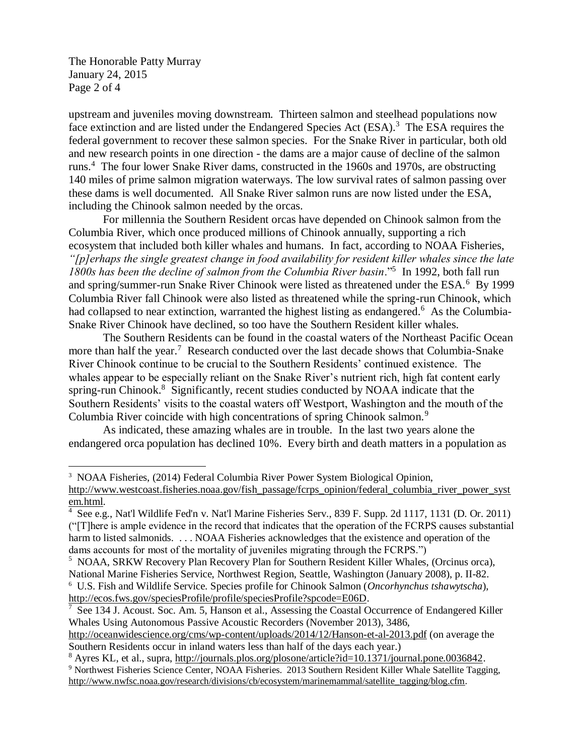upstream and juveniles moving downstream. Thirteen salmon and steelhead populations now face extinction and are listed under the Endangered Species Act (ESA).[3] The ESA requires the federal government to recover these salmon species. For the Snake River in particular, both old and new research points in one direction - the dams are a major cause of decline of the salmon runs.[4] The four lower Snake River dams, constructed in the 1960s and 1970s, are obstructing 140 miles of prime salmon migration waterways. The low survival rates of salmon passing over these dams is well documented. All Snake River salmon runs are now listed under the ESA, including the Chinook salmon needed by the orcas.

For millennia the Southern Resident orcas have depended on Chinook salmon from the Columbia River, which once produced millions of Chinook annually, supporting a rich ecosystem that included both killer whales and humans. In fact, according to NOAA Fisheries, *"[p]erhaps the single greatest change in food availability for resident killer whales since the late 1800s has been the decline of salmon from the Columbia River basin*."[5] In 1992, both fall run and spring/summer-run Snake River Chinook were listed as threatened under the ESA.[6] By 1999 Columbia River fall Chinook were also listed as threatened while the spring-run Chinook, which had collapsed to near extinction, warranted the highest listing as endangered.[6] As the Columbia-Snake River Chinook have declined, so too have the Southern Resident killer whales.

The Southern Residents can be found in the coastal waters of the Northeast Pacific Ocean more than half the year.[7] Research conducted over the last decade shows that Columbia-Snake River Chinook continue to be crucial to the Southern Residents' continued existence. The whales appear to be especially reliant on the Snake River's nutrient rich, high fat content early spring-run Chinook.[8] Significantly, recent studies conducted by NOAA indicate that the Southern Residents' visits to the coastal waters off Westport, Washington and the mouth of the Columbia River coincide with high concentrations of spring Chinook salmon.[9]

As indicated, these amazing whales are in trouble. In the last two years alone the endangered orca population has declined 10%. Every birth and death matters in a population as

---

[3] NOAA Fisheries, (2014) Federal Columbia River Power System Biological Opinion, http://www.westcoast.fisheries.noaa.gov/fish_passage/fcrps_opinion/federal_columbia_river_power_system.html.

[4] See e.g., Nat'l Wildlife Fed'n v. Nat'l Marine Fisheries Serv., 839 F. Supp. 2d 1117, 1131 (D. Or. 2011) ("[T]here is ample evidence in the record that indicates that the operation of the FCRPS causes substantial harm to listed salmonids. . . . NOAA Fisheries acknowledges that the existence and operation of the dams accounts for most of the mortality of juveniles migrating through the FCRPS.")

[5] NOAA, SRKW Recovery Plan Recovery Plan for Southern Resident Killer Whales, (Orcinus orca), National Marine Fisheries Service, Northwest Region, Seattle, Washington (January 2008), p. II-82.

[6] U.S. Fish and Wildlife Service. Species profile for Chinook Salmon (*Oncorhynchus tshawytscha*), http://ecos.fws.gov/speciesProfile/profile/speciesProfile?spcode=E06D.

[7] See 134 J. Acoust. Soc. Am. 5, Hanson et al., Assessing the Coastal Occurrence of Endangered Killer Whales Using Autonomous Passive Acoustic Recorders (November 2013), 3486, http://oceanwidescience.org/cms/wp-content/uploads/2014/12/Hanson-et-al-2013.pdf (on average the Southern Residents occur in inland waters less than half of the days each year.)

[8] Ayres KL, et al., supra, http://journals.plos.org/plosone/article?id=10.1371/journal.pone.0036842.

[9] Northwest Fisheries Science Center, NOAA Fisheries. 2013 Southern Resident Killer Whale Satellite Tagging, http://www.nwfsc.noaa.gov/research/divisions/cb/ecosystem/marinemammal/satellite_tagging/blog.cfm.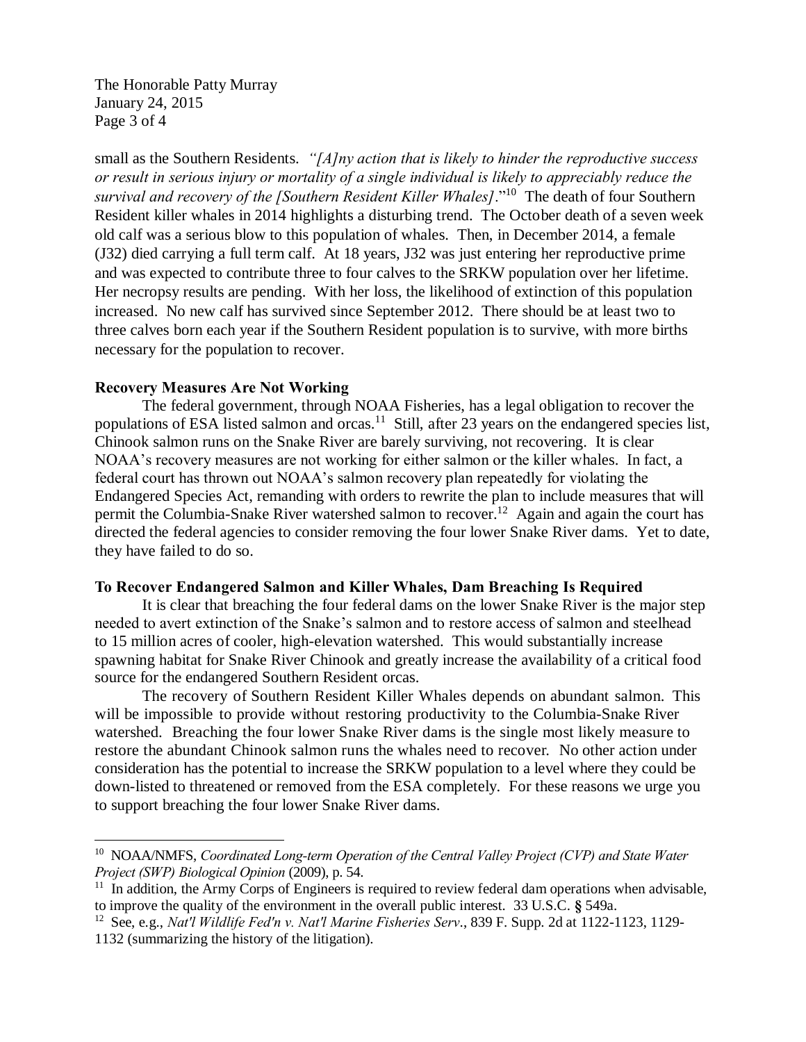small as the Southern Residents. *"[A]ny action that is likely to hinder the reproductive success or result in serious injury or mortality of a single individual is likely to appreciably reduce the survival and recovery of the [Southern Resident Killer Whales]*."[10] The death of four Southern Resident killer whales in 2014 highlights a disturbing trend. The October death of a seven week old calf was a serious blow to this population of whales. Then, in December 2014, a female (J32) died carrying a full term calf. At 18 years, J32 was just entering her reproductive prime and was expected to contribute three to four calves to the SRKW population over her lifetime. Her necropsy results are pending. With her loss, the likelihood of extinction of this population increased. No new calf has survived since September 2012. There should be at least two to three calves born each year if the Southern Resident population is to survive, with more births necessary for the population to recover.

**Recovery Measures Are Not Working**

The federal government, through NOAA Fisheries, has a legal obligation to recover the populations of ESA listed salmon and orcas.[11] Still, after 23 years on the endangered species list, Chinook salmon runs on the Snake River are barely surviving, not recovering. It is clear NOAA's recovery measures are not working for either salmon or the killer whales. In fact, a federal court has thrown out NOAA's salmon recovery plan repeatedly for violating the Endangered Species Act, remanding with orders to rewrite the plan to include measures that will permit the Columbia-Snake River watershed salmon to recover.[12] Again and again the court has directed the federal agencies to consider removing the four lower Snake River dams. Yet to date, they have failed to do so.

**To Recover Endangered Salmon and Killer Whales, Dam Breaching Is Required**

It is clear that breaching the four federal dams on the lower Snake River is the major step needed to avert extinction of the Snake's salmon and to restore access of salmon and steelhead to 15 million acres of cooler, high-elevation watershed. This would substantially increase spawning habitat for Snake River Chinook and greatly increase the availability of a critical food source for the endangered Southern Resident orcas.

The recovery of Southern Resident Killer Whales depends on abundant salmon. This will be impossible to provide without restoring productivity to the Columbia-Snake River watershed. Breaching the four lower Snake River dams is the single most likely measure to restore the abundant Chinook salmon runs the whales need to recover. No other action under consideration has the potential to increase the SRKW population to a level where they could be down-listed to threatened or removed from the ESA completely. For these reasons we urge you to support breaching the four lower Snake River dams.

---

[10] NOAA/NMFS, *Coordinated Long-term Operation of the Central Valley Project (CVP) and State Water Project (SWP) Biological Opinion* (2009), p. 54.

[11] In addition, the Army Corps of Engineers is required to review federal dam operations when advisable, to improve the quality of the environment in the overall public interest. 33 U.S.C. § 549a.

[12] See, e.g., *Nat'l Wildlife Fed'n v. Nat'l Marine Fisheries Serv*., 839 F. Supp. 2d at 1122-1123, 1129-1132 (summarizing the history of the litigation).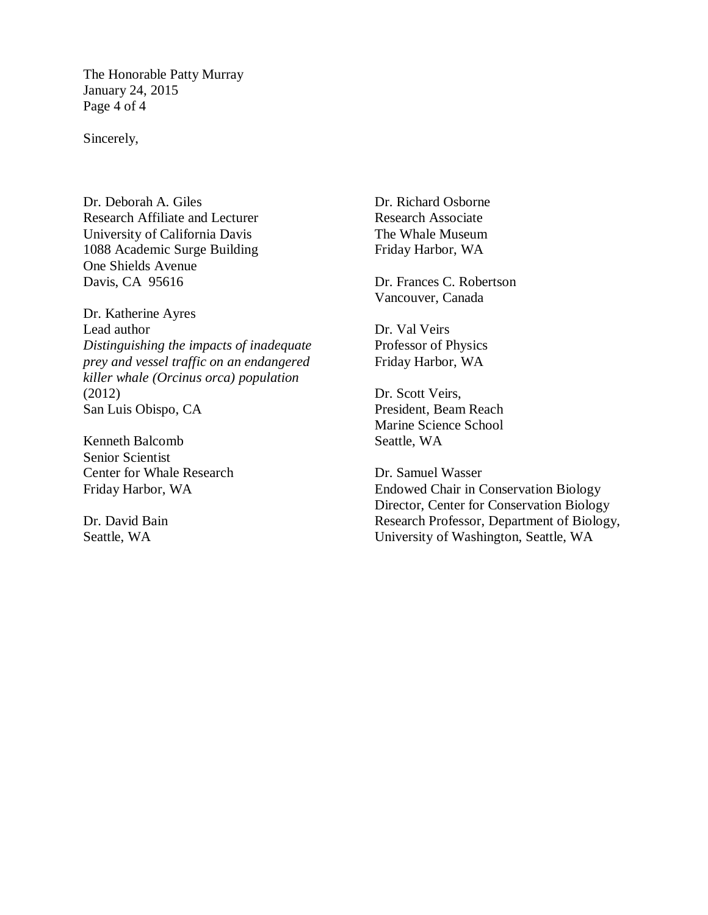Sincerely,

Dr. Deborah A. Giles
Research Affiliate and Lecturer
University of California Davis
1088 Academic Surge Building
One Shields Avenue
Davis, CA  95616

Dr. Katherine Ayres
Lead author
*Distinguishing the impacts of inadequate prey and vessel traffic on an endangered killer whale (Orcinus orca) population*
(2012)
San Luis Obispo, CA

Kenneth Balcomb
Senior Scientist
Center for Whale Research
Friday Harbor, WA

Dr. David Bain
Seattle, WA

Dr. Richard Osborne
Research Associate
The Whale Museum
Friday Harbor, WA

Dr. Frances C. Robertson
Vancouver, Canada

Dr. Val Veirs
Professor of Physics
Friday Harbor, WA

Dr. Scott Veirs,
President, Beam Reach
Marine Science School
Seattle, WA

Dr. Samuel Wasser
Endowed Chair in Conservation Biology
Director, Center for Conservation Biology
Research Professor, Department of Biology,
University of Washington, Seattle, WA